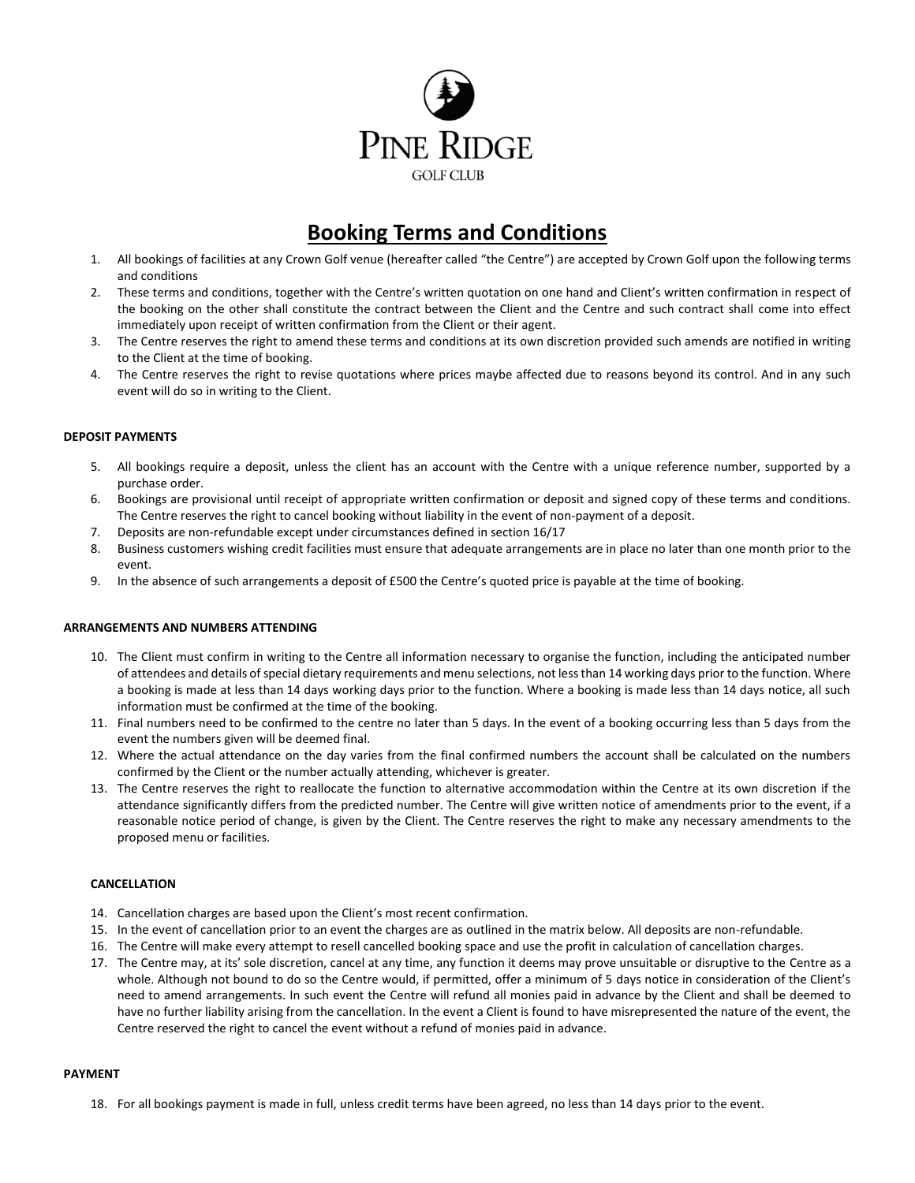PINE RIDGE

GOLF CLUB

# Booking Terms and Conditions

1. All bookings of facilities at any Crown Golf venue (hereafter called "the Centre") are accepted by Crown Golf upon the following terms and conditions
2. These terms and conditions, together with the Centre's written quotation on one hand and Client's written confirmation in respect of the booking on the other shall constitute the contract between the Client and the Centre and such contract shall come into effect immediately upon receipt of written confirmation from the Client or their agent.
3. The Centre reserves the right to amend these terms and conditions at its own discretion provided such amends are notified in writing to the Client at the time of booking.
4. The Centre reserves the right to revise quotations where prices maybe affected due to reasons beyond its control. And in any such event will do so in writing to the Client.

**DEPOSIT PAYMENTS**

5. All bookings require a deposit, unless the client has an account with the Centre with a unique reference number, supported by a purchase order.
6. Bookings are provisional until receipt of appropriate written confirmation or deposit and signed copy of these terms and conditions. The Centre reserves the right to cancel booking without liability in the event of non-payment of a deposit.
7. Deposits are non-refundable except under circumstances defined in section 16/17
8. Business customers wishing credit facilities must ensure that adequate arrangements are in place no later than one month prior to the event.
9. In the absence of such arrangements a deposit of £500 the Centre's quoted price is payable at the time of booking.

**ARRANGEMENTS AND NUMBERS ATTENDING**

10. The Client must confirm in writing to the Centre all information necessary to organise the function, including the anticipated number of attendees and details of special dietary requirements and menu selections, not less than 14 working days prior to the function. Where a booking is made at less than 14 days working days prior to the function. Where a booking is made less than 14 days notice, all such information must be confirmed at the time of the booking.
11. Final numbers need to be confirmed to the centre no later than 5 days. In the event of a booking occurring less than 5 days from the event the numbers given will be deemed final.
12. Where the actual attendance on the day varies from the final confirmed numbers the account shall be calculated on the numbers confirmed by the Client or the number actually attending, whichever is greater.
13. The Centre reserves the right to reallocate the function to alternative accommodation within the Centre at its own discretion if the attendance significantly differs from the predicted number. The Centre will give written notice of amendments prior to the event, if a reasonable notice period of change, is given by the Client. The Centre reserves the right to make any necessary amendments to the proposed menu or facilities.

**CANCELLATION**

14. Cancellation charges are based upon the Client's most recent confirmation.
15. In the event of cancellation prior to an event the charges are as outlined in the matrix below. All deposits are non-refundable.
16. The Centre will make every attempt to resell cancelled booking space and use the profit in calculation of cancellation charges.
17. The Centre may, at its' sole discretion, cancel at any time, any function it deems may prove unsuitable or disruptive to the Centre as a whole. Although not bound to do so the Centre would, if permitted, offer a minimum of 5 days notice in consideration of the Client's need to amend arrangements. In such event the Centre will refund all monies paid in advance by the Client and shall be deemed to have no further liability arising from the cancellation. In the event a Client is found to have misrepresented the nature of the event, the Centre reserved the right to cancel the event without a refund of monies paid in advance.

**PAYMENT**

18. For all bookings payment is made in full, unless credit terms have been agreed, no less than 14 days prior to the event.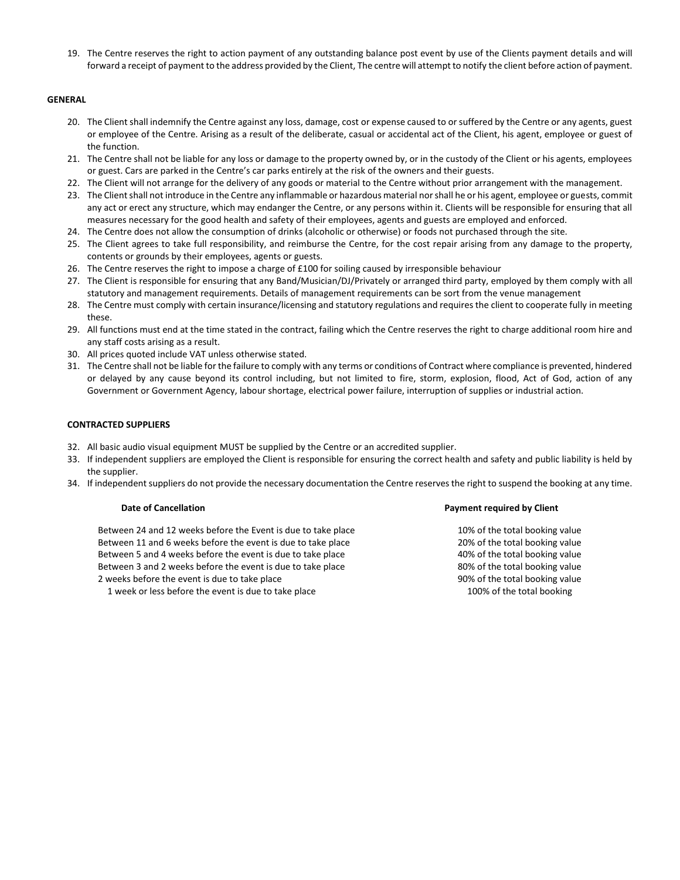19. The Centre reserves the right to action payment of any outstanding balance post event by use of the Clients payment details and will forward a receipt of payment to the address provided by the Client, The centre will attempt to notify the client before action of payment.

**GENERAL**

20. The Client shall indemnify the Centre against any loss, damage, cost or expense caused to or suffered by the Centre or any agents, guest or employee of the Centre. Arising as a result of the deliberate, casual or accidental act of the Client, his agent, employee or guest of the function.
21. The Centre shall not be liable for any loss or damage to the property owned by, or in the custody of the Client or his agents, employees or guest. Cars are parked in the Centre's car parks entirely at the risk of the owners and their guests.
22. The Client will not arrange for the delivery of any goods or material to the Centre without prior arrangement with the management.
23. The Client shall not introduce in the Centre any inflammable or hazardous material nor shall he or his agent, employee or guests, commit any act or erect any structure, which may endanger the Centre, or any persons within it. Clients will be responsible for ensuring that all measures necessary for the good health and safety of their employees, agents and guests are employed and enforced.
24. The Centre does not allow the consumption of drinks (alcoholic or otherwise) or foods not purchased through the site.
25. The Client agrees to take full responsibility, and reimburse the Centre, for the cost repair arising from any damage to the property, contents or grounds by their employees, agents or guests.
26. The Centre reserves the right to impose a charge of £100 for soiling caused by irresponsible behaviour
27. The Client is responsible for ensuring that any Band/Musician/DJ/Privately or arranged third party, employed by them comply with all statutory and management requirements. Details of management requirements can be sort from the venue management
28. The Centre must comply with certain insurance/licensing and statutory regulations and requires the client to cooperate fully in meeting these.
29. All functions must end at the time stated in the contract, failing which the Centre reserves the right to charge additional room hire and any staff costs arising as a result.
30. All prices quoted include VAT unless otherwise stated.
31. The Centre shall not be liable for the failure to comply with any terms or conditions of Contract where compliance is prevented, hindered or delayed by any cause beyond its control including, but not limited to fire, storm, explosion, flood, Act of God, action of any Government or Government Agency, labour shortage, electrical power failure, interruption of supplies or industrial action.

**CONTRACTED SUPPLIERS**

32. All basic audio visual equipment MUST be supplied by the Centre or an accredited supplier.
33. If independent suppliers are employed the Client is responsible for ensuring the correct health and safety and public liability is held by the supplier.
34. If independent suppliers do not provide the necessary documentation the Centre reserves the right to suspend the booking at any time.

| **Date of Cancellation** | **Payment required by Client** |
|---|---|
| Between 24 and 12 weeks before the Event is due to take place | 10% of the total booking value |
| Between 11 and 6 weeks before the event is due to take place | 20% of the total booking value |
| Between 5 and 4 weeks before the event is due to take place | 40% of the total booking value |
| Between 3 and 2 weeks before the event is due to take place | 80% of the total booking value |
| 2 weeks before the event is due to take place | 90% of the total booking value |
| 1 week or less before the event is due to take place | 100% of the total booking |